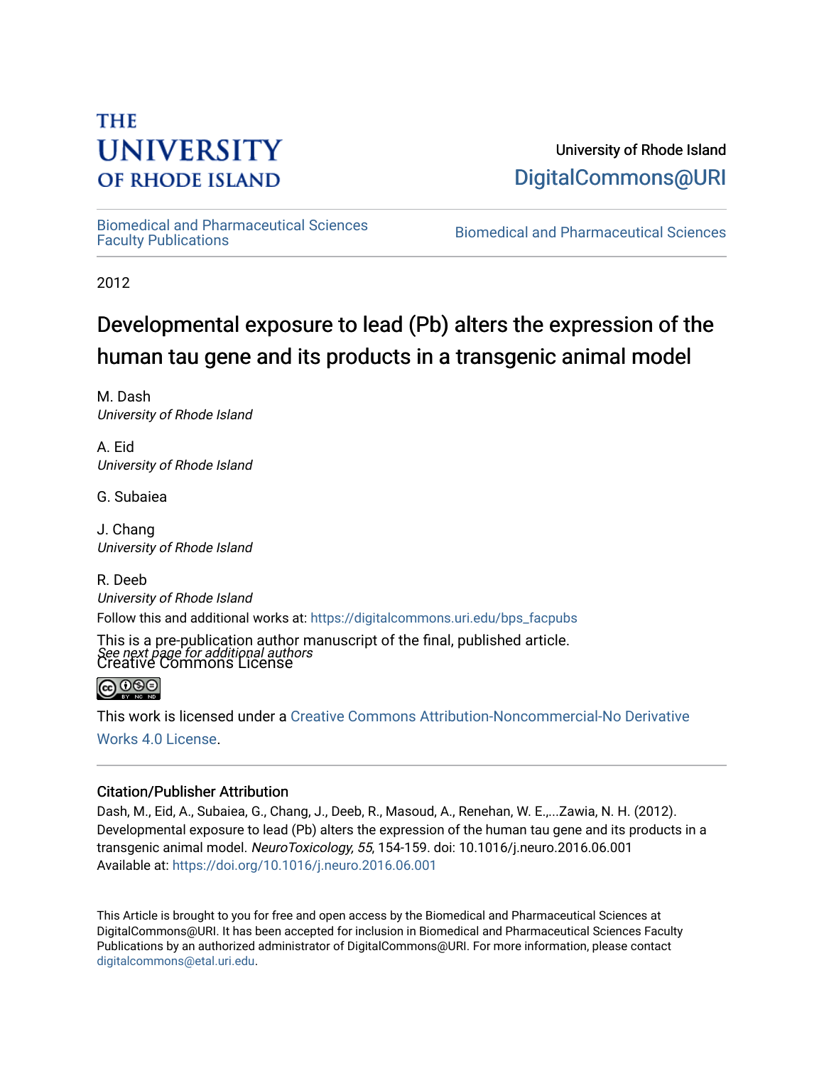THE UNIVERSITY OF RHODE ISLAND

University of Rhode Island
DigitalCommons@URI

Biomedical and Pharmaceutical Sciences Faculty Publications

Biomedical and Pharmaceutical Sciences

2012

# Developmental exposure to lead (Pb) alters the expression of the human tau gene and its products in a transgenic animal model

M. Dash
*University of Rhode Island*

A. Eid
*University of Rhode Island*

G. Subaiea

J. Chang
*University of Rhode Island*

R. Deeb
*University of Rhode Island*

*See next page for additional authors*

Follow this and additional works at: https://digitalcommons.uri.edu/bps_facpubs

This is a pre-publication author manuscript of the final, published article.

Creative Commons License

This work is licensed under a Creative Commons Attribution-Noncommercial-No Derivative Works 4.0 License.

## Citation/Publisher Attribution

Dash, M., Eid, A., Subaiea, G., Chang, J., Deeb, R., Masoud, A., Renehan, W. E.,...Zawia, N. H. (2012). Developmental exposure to lead (Pb) alters the expression of the human tau gene and its products in a transgenic animal model. *NeuroToxicology, 55*, 154-159. doi: 10.1016/j.neuro.2016.06.001
Available at: https://doi.org/10.1016/j.neuro.2016.06.001

This Article is brought to you for free and open access by the Biomedical and Pharmaceutical Sciences at DigitalCommons@URI. It has been accepted for inclusion in Biomedical and Pharmaceutical Sciences Faculty Publications by an authorized administrator of DigitalCommons@URI. For more information, please contact digitalcommons@etal.uri.edu.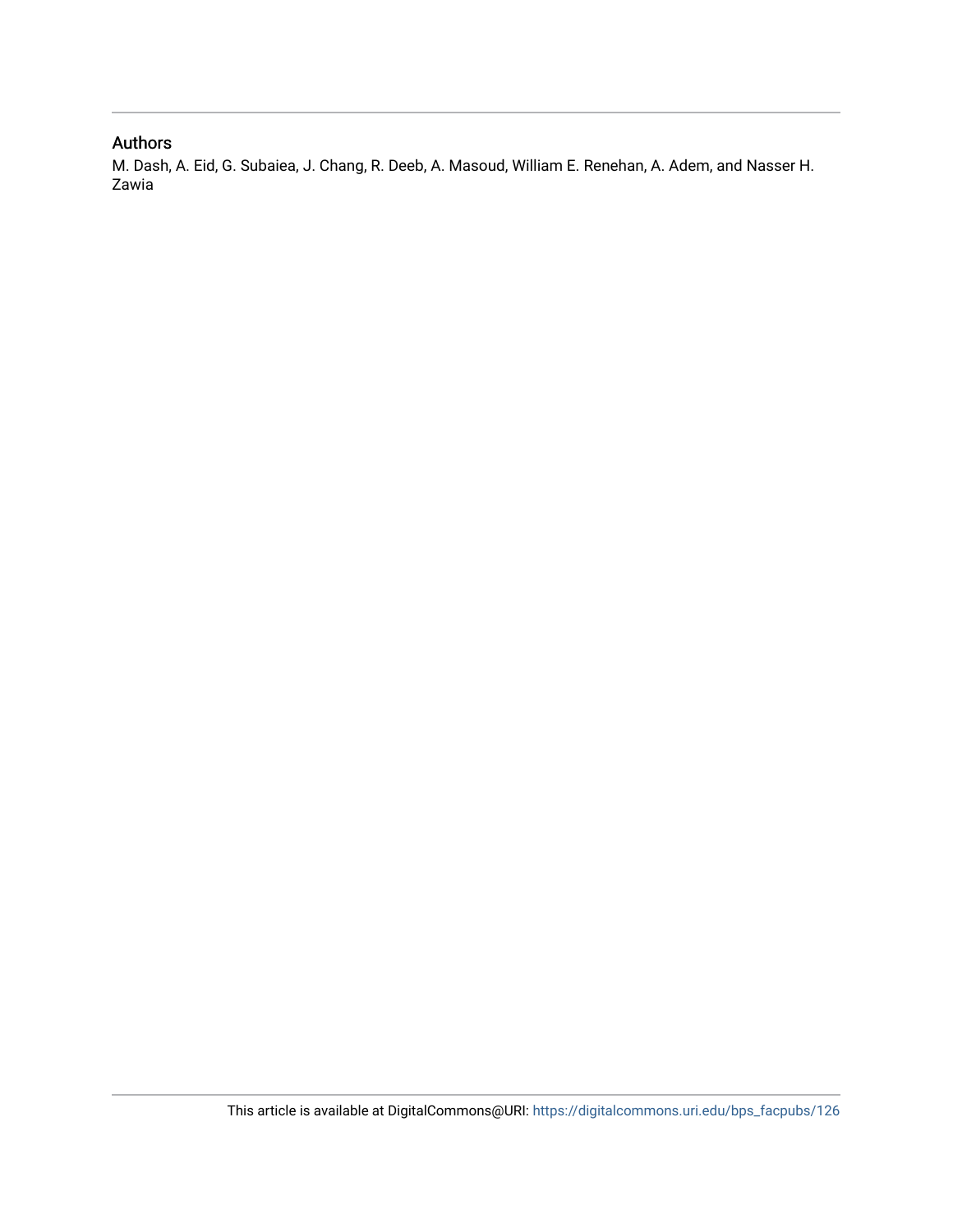## Authors

M. Dash, A. Eid, G. Subaiea, J. Chang, R. Deeb, A. Masoud, William E. Renehan, A. Adem, and Nasser H. Zawia

This article is available at DigitalCommons@URI: https://digitalcommons.uri.edu/bps_facpubs/126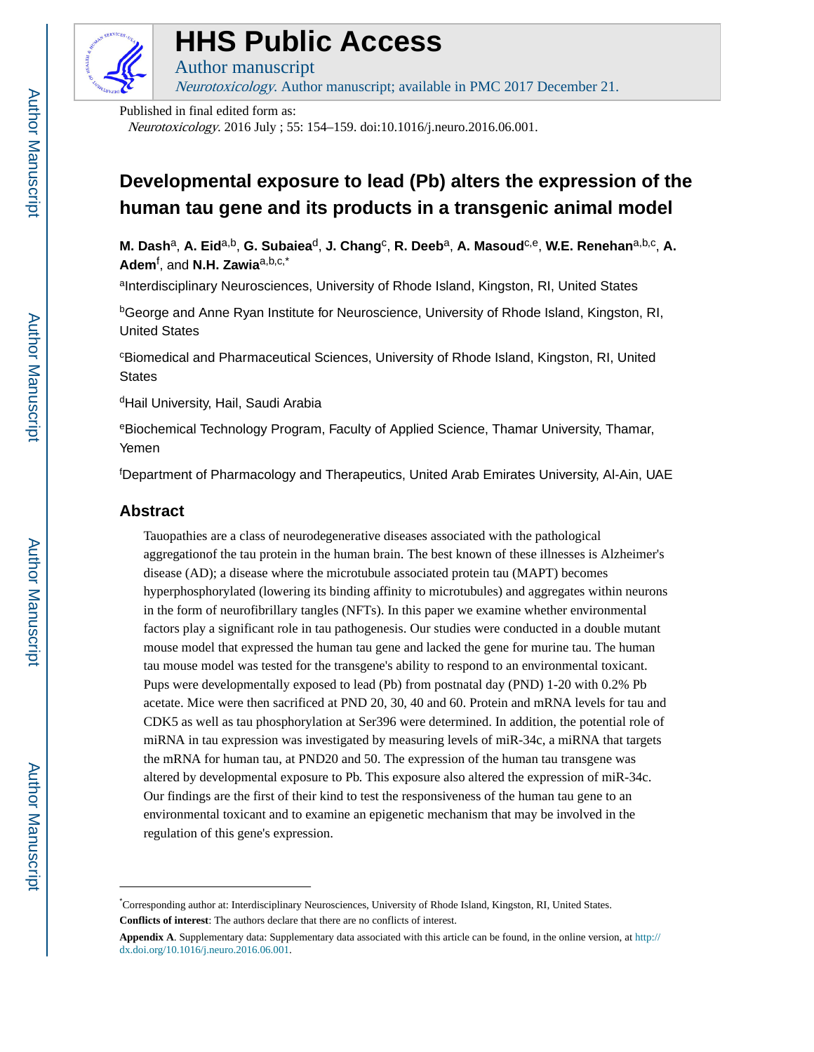Published in final edited form as:

*Neurotoxicology*. 2016 July ; 55: 154–159. doi:10.1016/j.neuro.2016.06.001.

# Developmental exposure to lead (Pb) alters the expression of the human tau gene and its products in a transgenic animal model

**M. Dash**[a], **A. Eid**[a,b], **G. Subaiea**[d], **J. Chang**[c], **R. Deeb**[a], **A. Masoud**[c,e], **W.E. Renehan**[a,b,c], **A. Adem**[f], and **N.H. Zawia**[a,b,c,*]

[a]Interdisciplinary Neurosciences, University of Rhode Island, Kingston, RI, United States

[b]George and Anne Ryan Institute for Neuroscience, University of Rhode Island, Kingston, RI, United States

[c]Biomedical and Pharmaceutical Sciences, University of Rhode Island, Kingston, RI, United States

[d]Hail University, Hail, Saudi Arabia

[e]Biochemical Technology Program, Faculty of Applied Science, Thamar University, Thamar, Yemen

[f]Department of Pharmacology and Therapeutics, United Arab Emirates University, Al-Ain, UAE

## Abstract

Tauopathies are a class of neurodegenerative diseases associated with the pathological aggregationof the tau protein in the human brain. The best known of these illnesses is Alzheimer's disease (AD); a disease where the microtubule associated protein tau (MAPT) becomes hyperphosphorylated (lowering its binding affinity to microtubules) and aggregates within neurons in the form of neurofibrillary tangles (NFTs). In this paper we examine whether environmental factors play a significant role in tau pathogenesis. Our studies were conducted in a double mutant mouse model that expressed the human tau gene and lacked the gene for murine tau. The human tau mouse model was tested for the transgene's ability to respond to an environmental toxicant. Pups were developmentally exposed to lead (Pb) from postnatal day (PND) 1-20 with 0.2% Pb acetate. Mice were then sacrificed at PND 20, 30, 40 and 60. Protein and mRNA levels for tau and CDK5 as well as tau phosphorylation at Ser396 were determined. In addition, the potential role of miRNA in tau expression was investigated by measuring levels of miR-34c, a miRNA that targets the mRNA for human tau, at PND20 and 50. The expression of the human tau transgene was altered by developmental exposure to Pb. This exposure also altered the expression of miR-34c. Our findings are the first of their kind to test the responsiveness of the human tau gene to an environmental toxicant and to examine an epigenetic mechanism that may be involved in the regulation of this gene's expression.

---

*Corresponding author at: Interdisciplinary Neurosciences, University of Rhode Island, Kingston, RI, United States.

**Conflicts of interest**: The authors declare that there are no conflicts of interest.

**Appendix A**. Supplementary data: Supplementary data associated with this article can be found, in the online version, at http://dx.doi.org/10.1016/j.neuro.2016.06.001.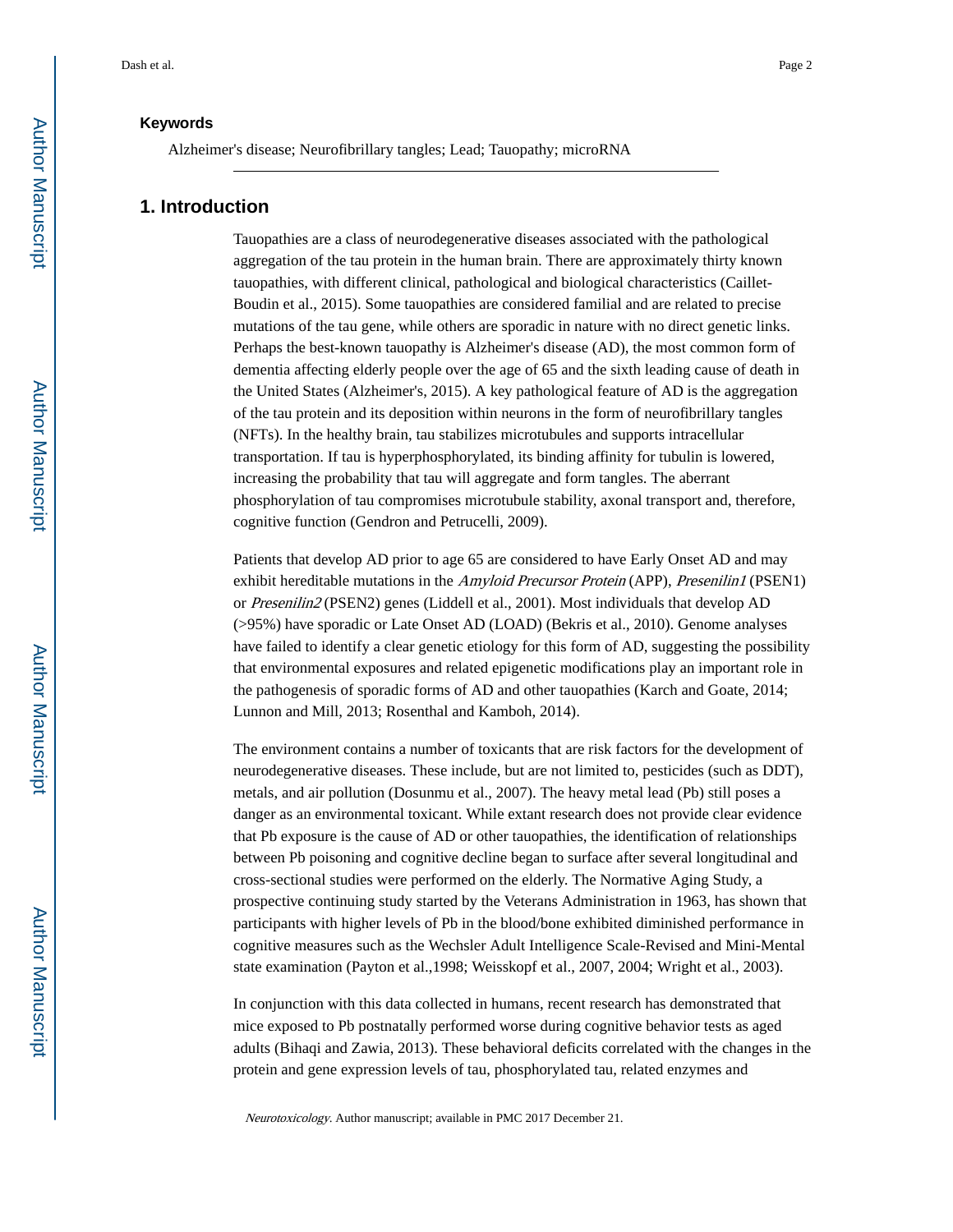### Keywords

Alzheimer's disease; Neurofibrillary tangles; Lead; Tauopathy; microRNA

## 1. Introduction

Tauopathies are a class of neurodegenerative diseases associated with the pathological aggregation of the tau protein in the human brain. There are approximately thirty known tauopathies, with different clinical, pathological and biological characteristics (Caillet-Boudin et al., 2015). Some tauopathies are considered familial and are related to precise mutations of the tau gene, while others are sporadic in nature with no direct genetic links. Perhaps the best-known tauopathy is Alzheimer's disease (AD), the most common form of dementia affecting elderly people over the age of 65 and the sixth leading cause of death in the United States (Alzheimer's, 2015). A key pathological feature of AD is the aggregation of the tau protein and its deposition within neurons in the form of neurofibrillary tangles (NFTs). In the healthy brain, tau stabilizes microtubules and supports intracellular transportation. If tau is hyperphosphorylated, its binding affinity for tubulin is lowered, increasing the probability that tau will aggregate and form tangles. The aberrant phosphorylation of tau compromises microtubule stability, axonal transport and, therefore, cognitive function (Gendron and Petrucelli, 2009).

Patients that develop AD prior to age 65 are considered to have Early Onset AD and may exhibit hereditable mutations in the *Amyloid Precursor Protein* (APP), *Presenilin1* (PSEN1) or *Presenilin2* (PSEN2) genes (Liddell et al., 2001). Most individuals that develop AD (>95%) have sporadic or Late Onset AD (LOAD) (Bekris et al., 2010). Genome analyses have failed to identify a clear genetic etiology for this form of AD, suggesting the possibility that environmental exposures and related epigenetic modifications play an important role in the pathogenesis of sporadic forms of AD and other tauopathies (Karch and Goate, 2014; Lunnon and Mill, 2013; Rosenthal and Kamboh, 2014).

The environment contains a number of toxicants that are risk factors for the development of neurodegenerative diseases. These include, but are not limited to, pesticides (such as DDT), metals, and air pollution (Dosunmu et al., 2007). The heavy metal lead (Pb) still poses a danger as an environmental toxicant. While extant research does not provide clear evidence that Pb exposure is the cause of AD or other tauopathies, the identification of relationships between Pb poisoning and cognitive decline began to surface after several longitudinal and cross-sectional studies were performed on the elderly. The Normative Aging Study, a prospective continuing study started by the Veterans Administration in 1963, has shown that participants with higher levels of Pb in the blood/bone exhibited diminished performance in cognitive measures such as the Wechsler Adult Intelligence Scale-Revised and Mini-Mental state examination (Payton et al.,1998; Weisskopf et al., 2007, 2004; Wright et al., 2003).

In conjunction with this data collected in humans, recent research has demonstrated that mice exposed to Pb postnatally performed worse during cognitive behavior tests as aged adults (Bihaqi and Zawia, 2013). These behavioral deficits correlated with the changes in the protein and gene expression levels of tau, phosphorylated tau, related enzymes and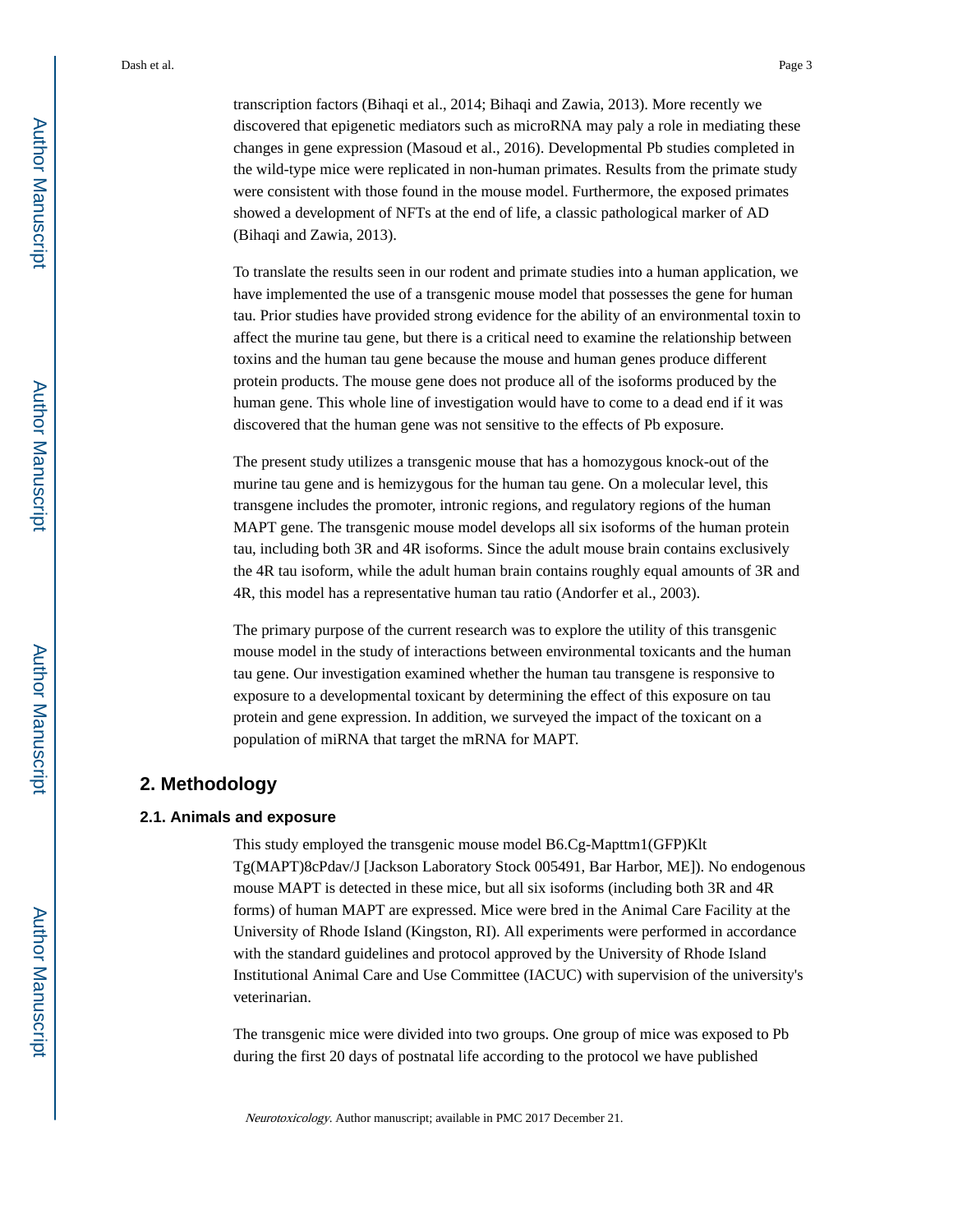transcription factors (Bihaqi et al., 2014; Bihaqi and Zawia, 2013). More recently we discovered that epigenetic mediators such as microRNA may paly a role in mediating these changes in gene expression (Masoud et al., 2016). Developmental Pb studies completed in the wild-type mice were replicated in non-human primates. Results from the primate study were consistent with those found in the mouse model. Furthermore, the exposed primates showed a development of NFTs at the end of life, a classic pathological marker of AD (Bihaqi and Zawia, 2013).

To translate the results seen in our rodent and primate studies into a human application, we have implemented the use of a transgenic mouse model that possesses the gene for human tau. Prior studies have provided strong evidence for the ability of an environmental toxin to affect the murine tau gene, but there is a critical need to examine the relationship between toxins and the human tau gene because the mouse and human genes produce different protein products. The mouse gene does not produce all of the isoforms produced by the human gene. This whole line of investigation would have to come to a dead end if it was discovered that the human gene was not sensitive to the effects of Pb exposure.

The present study utilizes a transgenic mouse that has a homozygous knock-out of the murine tau gene and is hemizygous for the human tau gene. On a molecular level, this transgene includes the promoter, intronic regions, and regulatory regions of the human MAPT gene. The transgenic mouse model develops all six isoforms of the human protein tau, including both 3R and 4R isoforms. Since the adult mouse brain contains exclusively the 4R tau isoform, while the adult human brain contains roughly equal amounts of 3R and 4R, this model has a representative human tau ratio (Andorfer et al., 2003).

The primary purpose of the current research was to explore the utility of this transgenic mouse model in the study of interactions between environmental toxicants and the human tau gene. Our investigation examined whether the human tau transgene is responsive to exposure to a developmental toxicant by determining the effect of this exposure on tau protein and gene expression. In addition, we surveyed the impact of the toxicant on a population of miRNA that target the mRNA for MAPT.

## 2. Methodology

### 2.1. Animals and exposure

This study employed the transgenic mouse model B6.Cg-Mapttm1(GFP)Klt Tg(MAPT)8cPdav/J [Jackson Laboratory Stock 005491, Bar Harbor, ME]). No endogenous mouse MAPT is detected in these mice, but all six isoforms (including both 3R and 4R forms) of human MAPT are expressed. Mice were bred in the Animal Care Facility at the University of Rhode Island (Kingston, RI). All experiments were performed in accordance with the standard guidelines and protocol approved by the University of Rhode Island Institutional Animal Care and Use Committee (IACUC) with supervision of the university's veterinarian.

The transgenic mice were divided into two groups. One group of mice was exposed to Pb during the first 20 days of postnatal life according to the protocol we have published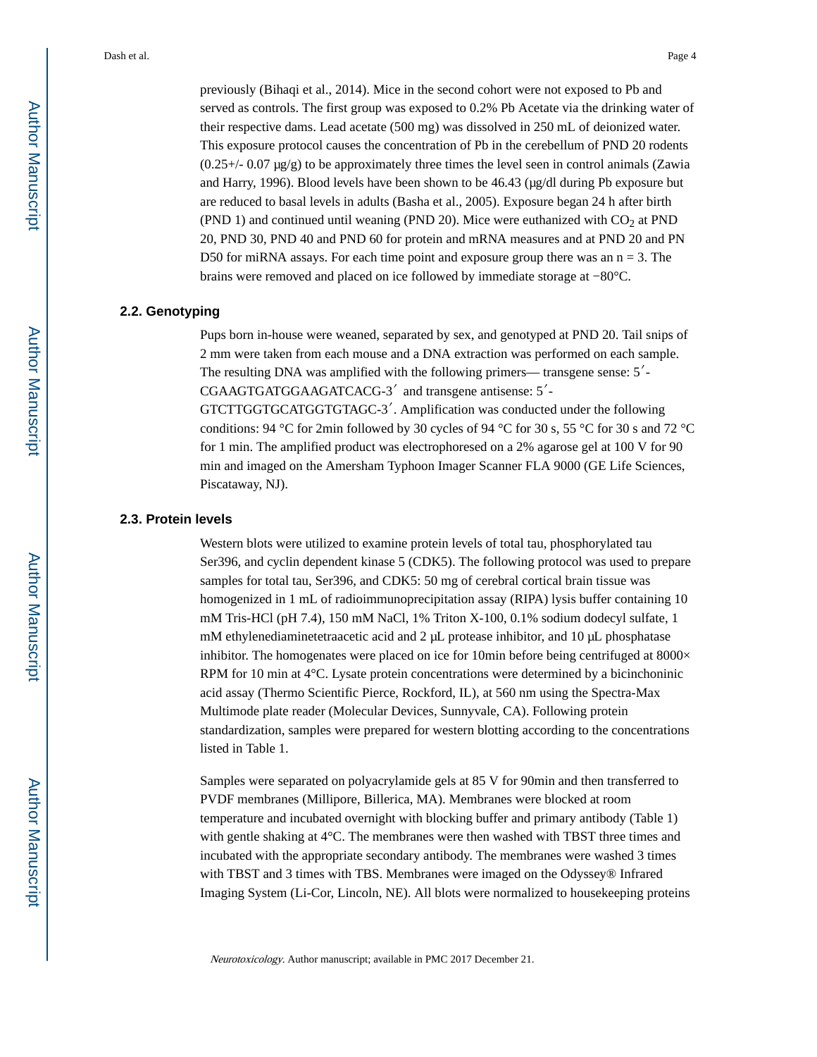previously (Bihaqi et al., 2014). Mice in the second cohort were not exposed to Pb and served as controls. The first group was exposed to 0.2% Pb Acetate via the drinking water of their respective dams. Lead acetate (500 mg) was dissolved in 250 mL of deionized water. This exposure protocol causes the concentration of Pb in the cerebellum of PND 20 rodents (0.25+/- 0.07 μg/g) to be approximately three times the level seen in control animals (Zawia and Harry, 1996). Blood levels have been shown to be 46.43 (μg/dl during Pb exposure but are reduced to basal levels in adults (Basha et al., 2005). Exposure began 24 h after birth (PND 1) and continued until weaning (PND 20). Mice were euthanized with $CO_2$ at PND 20, PND 30, PND 40 and PND 60 for protein and mRNA measures and at PND 20 and PN D50 for miRNA assays. For each time point and exposure group there was an n = 3. The brains were removed and placed on ice followed by immediate storage at −80°C.

### 2.2. Genotyping

Pups born in-house were weaned, separated by sex, and genotyped at PND 20. Tail snips of 2 mm were taken from each mouse and a DNA extraction was performed on each sample. The resulting DNA was amplified with the following primers— transgene sense: 5′-CGAAGTGATGGAAGATCACG-3′ and transgene antisense: 5′-GTCTTGGTGCATGGTGTAGC-3′. Amplification was conducted under the following conditions: 94 °C for 2min followed by 30 cycles of 94 °C for 30 s, 55 °C for 30 s and 72 °C for 1 min. The amplified product was electrophoresed on a 2% agarose gel at 100 V for 90 min and imaged on the Amersham Typhoon Imager Scanner FLA 9000 (GE Life Sciences, Piscataway, NJ).

### 2.3. Protein levels

Western blots were utilized to examine protein levels of total tau, phosphorylated tau Ser396, and cyclin dependent kinase 5 (CDK5). The following protocol was used to prepare samples for total tau, Ser396, and CDK5: 50 mg of cerebral cortical brain tissue was homogenized in 1 mL of radioimmunoprecipitation assay (RIPA) lysis buffer containing 10 mM Tris-HCl (pH 7.4), 150 mM NaCl, 1% Triton X-100, 0.1% sodium dodecyl sulfate, 1 mM ethylenediaminetetraacetic acid and 2 μL protease inhibitor, and 10 μL phosphatase inhibitor. The homogenates were placed on ice for 10min before being centrifuged at 8000× RPM for 10 min at 4°C. Lysate protein concentrations were determined by a bicinchoninic acid assay (Thermo Scientific Pierce, Rockford, IL), at 560 nm using the Spectra-Max Multimode plate reader (Molecular Devices, Sunnyvale, CA). Following protein standardization, samples were prepared for western blotting according to the concentrations listed in Table 1.

Samples were separated on polyacrylamide gels at 85 V for 90min and then transferred to PVDF membranes (Millipore, Billerica, MA). Membranes were blocked at room temperature and incubated overnight with blocking buffer and primary antibody (Table 1) with gentle shaking at 4°C. The membranes were then washed with TBST three times and incubated with the appropriate secondary antibody. The membranes were washed 3 times with TBST and 3 times with TBS. Membranes were imaged on the Odyssey® Infrared Imaging System (Li-Cor, Lincoln, NE). All blots were normalized to housekeeping proteins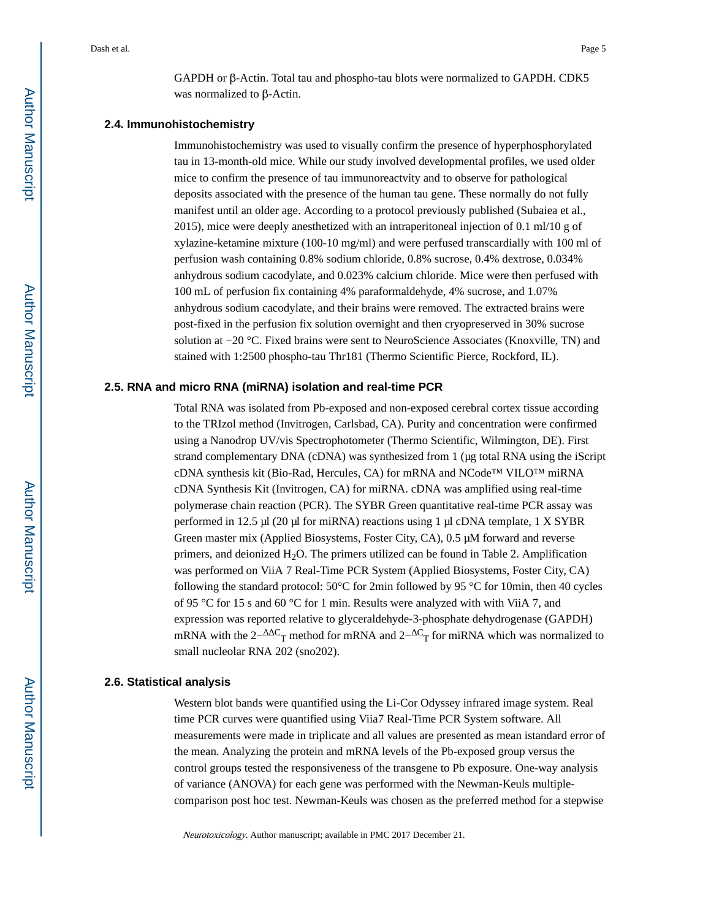GAPDH or β-Actin. Total tau and phospho-tau blots were normalized to GAPDH. CDK5 was normalized to β-Actin.

### 2.4. Immunohistochemistry

Immunohistochemistry was used to visually confirm the presence of hyperphosphorylated tau in 13-month-old mice. While our study involved developmental profiles, we used older mice to confirm the presence of tau immunoreactvity and to observe for pathological deposits associated with the presence of the human tau gene. These normally do not fully manifest until an older age. According to a protocol previously published (Subaiea et al., 2015), mice were deeply anesthetized with an intraperitoneal injection of 0.1 ml/10 g of xylazine-ketamine mixture (100-10 mg/ml) and were perfused transcardially with 100 ml of perfusion wash containing 0.8% sodium chloride, 0.8% sucrose, 0.4% dextrose, 0.034% anhydrous sodium cacodylate, and 0.023% calcium chloride. Mice were then perfused with 100 mL of perfusion fix containing 4% paraformaldehyde, 4% sucrose, and 1.07% anhydrous sodium cacodylate, and their brains were removed. The extracted brains were post-fixed in the perfusion fix solution overnight and then cryopreserved in 30% sucrose solution at −20 °C. Fixed brains were sent to NeuroScience Associates (Knoxville, TN) and stained with 1:2500 phospho-tau Thr181 (Thermo Scientific Pierce, Rockford, IL).

### 2.5. RNA and micro RNA (miRNA) isolation and real-time PCR

Total RNA was isolated from Pb-exposed and non-exposed cerebral cortex tissue according to the TRIzol method (Invitrogen, Carlsbad, CA). Purity and concentration were confirmed using a Nanodrop UV/vis Spectrophotometer (Thermo Scientific, Wilmington, DE). First strand complementary DNA (cDNA) was synthesized from 1 (μg total RNA using the iScript cDNA synthesis kit (Bio-Rad, Hercules, CA) for mRNA and NCode™ VILO™ miRNA cDNA Synthesis Kit (Invitrogen, CA) for miRNA. cDNA was amplified using real-time polymerase chain reaction (PCR). The SYBR Green quantitative real-time PCR assay was performed in 12.5 μl (20 μl for miRNA) reactions using 1 μl cDNA template, 1 X SYBR Green master mix (Applied Biosystems, Foster City, CA), 0.5 μM forward and reverse primers, and deionized $H_2O$. The primers utilized can be found in Table 2. Amplification was performed on ViiA 7 Real-Time PCR System (Applied Biosystems, Foster City, CA) following the standard protocol: 50°C for 2min followed by 95 °C for 10min, then 40 cycles of 95 °C for 15 s and 60 °C for 1 min. Results were analyzed with with ViiA 7, and expression was reported relative to glyceraldehyde-3-phosphate dehydrogenase (GAPDH) mRNA with the $2^{-\Delta\Delta C_T}$ method for mRNA and $2^{-\Delta C_T}$ for miRNA which was normalized to small nucleolar RNA 202 (sno202).

### 2.6. Statistical analysis

Western blot bands were quantified using the Li-Cor Odyssey infrared image system. Real time PCR curves were quantified using Viia7 Real-Time PCR System software. All measurements were made in triplicate and all values are presented as mean istandard error of the mean. Analyzing the protein and mRNA levels of the Pb-exposed group versus the control groups tested the responsiveness of the transgene to Pb exposure. One-way analysis of variance (ANOVA) for each gene was performed with the Newman-Keuls multiple-comparison post hoc test. Newman-Keuls was chosen as the preferred method for a stepwise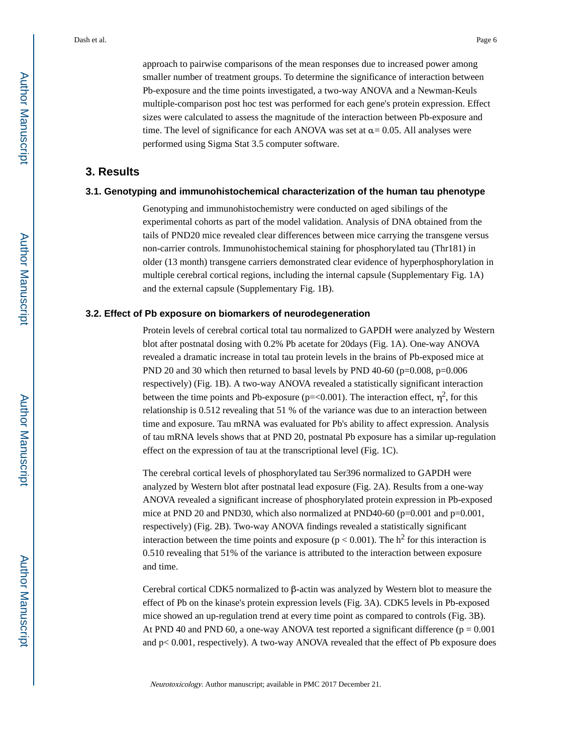approach to pairwise comparisons of the mean responses due to increased power among smaller number of treatment groups. To determine the significance of interaction between Pb-exposure and the time points investigated, a two-way ANOVA and a Newman-Keuls multiple-comparison post hoc test was performed for each gene's protein expression. Effect sizes were calculated to assess the magnitude of the interaction between Pb-exposure and time. The level of significance for each ANOVA was set at $\alpha = 0.05$. All analyses were performed using Sigma Stat 3.5 computer software.

## 3. Results

### 3.1. Genotyping and immunohistochemical characterization of the human tau phenotype

Genotyping and immunohistochemistry were conducted on aged sibilings of the experimental cohorts as part of the model validation. Analysis of DNA obtained from the tails of PND20 mice revealed clear differences between mice carrying the transgene versus non-carrier controls. Immunohistochemical staining for phosphorylated tau (Thr181) in older (13 month) transgene carriers demonstrated clear evidence of hyperphosphorylation in multiple cerebral cortical regions, including the internal capsule (Supplementary Fig. 1A) and the external capsule (Supplementary Fig. 1B).

### 3.2. Effect of Pb exposure on biomarkers of neurodegeneration

Protein levels of cerebral cortical total tau normalized to GAPDH were analyzed by Western blot after postnatal dosing with 0.2% Pb acetate for 20days (Fig. 1A). One-way ANOVA revealed a dramatic increase in total tau protein levels in the brains of Pb-exposed mice at PND 20 and 30 which then returned to basal levels by PND 40-60 ($p=0.008$, $p=0.006$ respectively) (Fig. 1B). A two-way ANOVA revealed a statistically significant interaction between the time points and Pb-exposure ($p=<0.001$). The interaction effect, $\eta^2$, for this relationship is 0.512 revealing that 51 % of the variance was due to an interaction between time and exposure. Tau mRNA was evaluated for Pb's ability to affect expression. Analysis of tau mRNA levels shows that at PND 20, postnatal Pb exposure has a similar up-regulation effect on the expression of tau at the transcriptional level (Fig. 1C).

The cerebral cortical levels of phosphorylated tau Ser396 normalized to GAPDH were analyzed by Western blot after postnatal lead exposure (Fig. 2A). Results from a one-way ANOVA revealed a significant increase of phosphorylated protein expression in Pb-exposed mice at PND 20 and PND30, which also normalized at PND40-60 ($p=0.001$ and $p=0.001$, respectively) (Fig. 2B). Two-way ANOVA findings revealed a statistically significant interaction between the time points and exposure ($p < 0.001$). The $h^2$ for this interaction is 0.510 revealing that 51% of the variance is attributed to the interaction between exposure and time.

Cerebral cortical CDK5 normalized to β-actin was analyzed by Western blot to measure the effect of Pb on the kinase's protein expression levels (Fig. 3A). CDK5 levels in Pb-exposed mice showed an up-regulation trend at every time point as compared to controls (Fig. 3B). At PND 40 and PND 60, a one-way ANOVA test reported a significant difference ($p = 0.001$ and $p< 0.001$, respectively). A two-way ANOVA revealed that the effect of Pb exposure does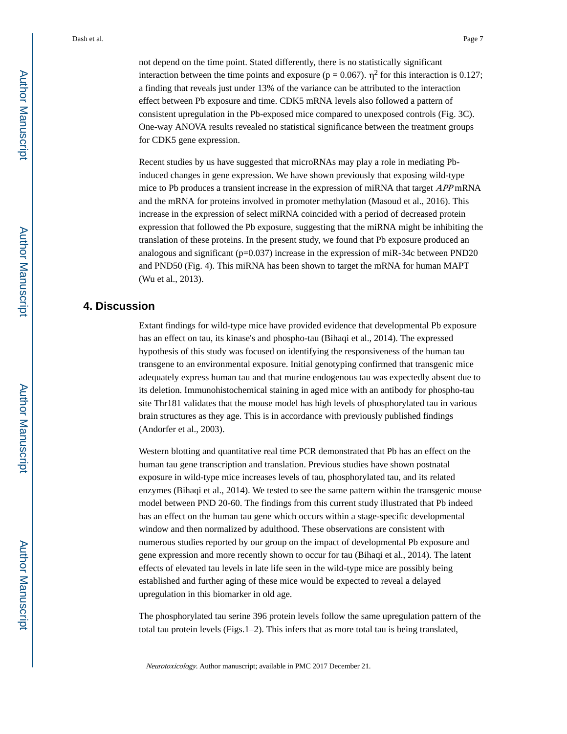not depend on the time point. Stated differently, there is no statistically significant interaction between the time points and exposure ($p = 0.067$). $\eta^2$ for this interaction is 0.127; a finding that reveals just under 13% of the variance can be attributed to the interaction effect between Pb exposure and time. CDK5 mRNA levels also followed a pattern of consistent upregulation in the Pb-exposed mice compared to unexposed controls (Fig. 3C). One-way ANOVA results revealed no statistical significance between the treatment groups for CDK5 gene expression.

Recent studies by us have suggested that microRNAs may play a role in mediating Pb-induced changes in gene expression. We have shown previously that exposing wild-type mice to Pb produces a transient increase in the expression of miRNA that target *APP* mRNA and the mRNA for proteins involved in promoter methylation (Masoud et al., 2016). This increase in the expression of select miRNA coincided with a period of decreased protein expression that followed the Pb exposure, suggesting that the miRNA might be inhibiting the translation of these proteins. In the present study, we found that Pb exposure produced an analogous and significant ($p=0.037$) increase in the expression of miR-34c between PND20 and PND50 (Fig. 4). This miRNA has been shown to target the mRNA for human MAPT (Wu et al., 2013).

## 4. Discussion

Extant findings for wild-type mice have provided evidence that developmental Pb exposure has an effect on tau, its kinase's and phospho-tau (Bihaqi et al., 2014). The expressed hypothesis of this study was focused on identifying the responsiveness of the human tau transgene to an environmental exposure. Initial genotyping confirmed that transgenic mice adequately express human tau and that murine endogenous tau was expectedly absent due to its deletion. Immunohistochemical staining in aged mice with an antibody for phospho-tau site Thr181 validates that the mouse model has high levels of phosphorylated tau in various brain structures as they age. This is in accordance with previously published findings (Andorfer et al., 2003).

Western blotting and quantitative real time PCR demonstrated that Pb has an effect on the human tau gene transcription and translation. Previous studies have shown postnatal exposure in wild-type mice increases levels of tau, phosphorylated tau, and its related enzymes (Bihaqi et al., 2014). We tested to see the same pattern within the transgenic mouse model between PND 20-60. The findings from this current study illustrated that Pb indeed has an effect on the human tau gene which occurs within a stage-specific developmental window and then normalized by adulthood. These observations are consistent with numerous studies reported by our group on the impact of developmental Pb exposure and gene expression and more recently shown to occur for tau (Bihaqi et al., 2014). The latent effects of elevated tau levels in late life seen in the wild-type mice are possibly being established and further aging of these mice would be expected to reveal a delayed upregulation in this biomarker in old age.

The phosphorylated tau serine 396 protein levels follow the same upregulation pattern of the total tau protein levels (Figs.1–2). This infers that as more total tau is being translated,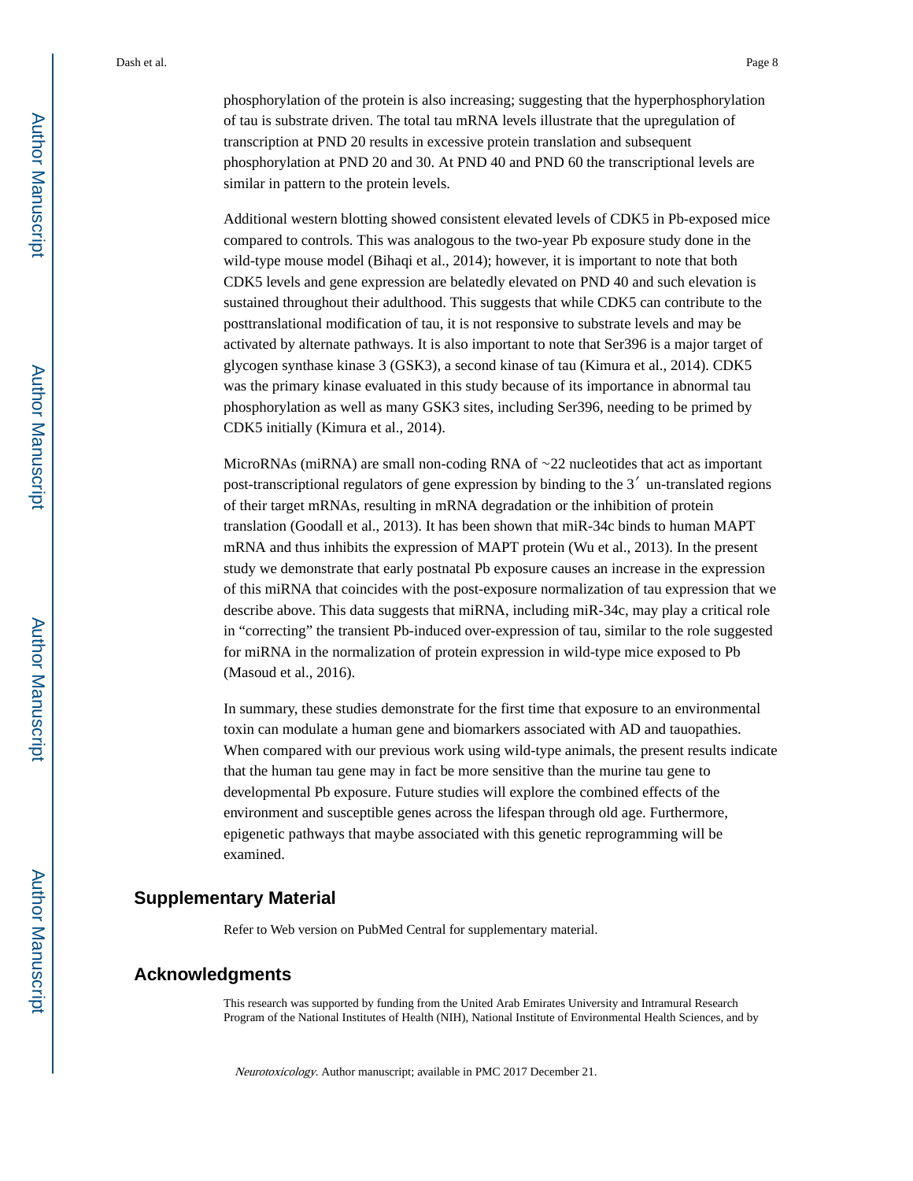phosphorylation of the protein is also increasing; suggesting that the hyperphosphorylation of tau is substrate driven. The total tau mRNA levels illustrate that the upregulation of transcription at PND 20 results in excessive protein translation and subsequent phosphorylation at PND 20 and 30. At PND 40 and PND 60 the transcriptional levels are similar in pattern to the protein levels.

Additional western blotting showed consistent elevated levels of CDK5 in Pb-exposed mice compared to controls. This was analogous to the two-year Pb exposure study done in the wild-type mouse model (Bihaqi et al., 2014); however, it is important to note that both CDK5 levels and gene expression are belatedly elevated on PND 40 and such elevation is sustained throughout their adulthood. This suggests that while CDK5 can contribute to the posttranslational modification of tau, it is not responsive to substrate levels and may be activated by alternate pathways. It is also important to note that Ser396 is a major target of glycogen synthase kinase 3 (GSK3), a second kinase of tau (Kimura et al., 2014). CDK5 was the primary kinase evaluated in this study because of its importance in abnormal tau phosphorylation as well as many GSK3 sites, including Ser396, needing to be primed by CDK5 initially (Kimura et al., 2014).

MicroRNAs (miRNA) are small non-coding RNA of ~22 nucleotides that act as important post-transcriptional regulators of gene expression by binding to the 3′ un-translated regions of their target mRNAs, resulting in mRNA degradation or the inhibition of protein translation (Goodall et al., 2013). It has been shown that miR-34c binds to human MAPT mRNA and thus inhibits the expression of MAPT protein (Wu et al., 2013). In the present study we demonstrate that early postnatal Pb exposure causes an increase in the expression of this miRNA that coincides with the post-exposure normalization of tau expression that we describe above. This data suggests that miRNA, including miR-34c, may play a critical role in "correcting" the transient Pb-induced over-expression of tau, similar to the role suggested for miRNA in the normalization of protein expression in wild-type mice exposed to Pb (Masoud et al., 2016).

In summary, these studies demonstrate for the first time that exposure to an environmental toxin can modulate a human gene and biomarkers associated with AD and tauopathies. When compared with our previous work using wild-type animals, the present results indicate that the human tau gene may in fact be more sensitive than the murine tau gene to developmental Pb exposure. Future studies will explore the combined effects of the environment and susceptible genes across the lifespan through old age. Furthermore, epigenetic pathways that maybe associated with this genetic reprogramming will be examined.

## Supplementary Material

Refer to Web version on PubMed Central for supplementary material.

## Acknowledgments

This research was supported by funding from the United Arab Emirates University and Intramural Research Program of the National Institutes of Health (NIH), National Institute of Environmental Health Sciences, and by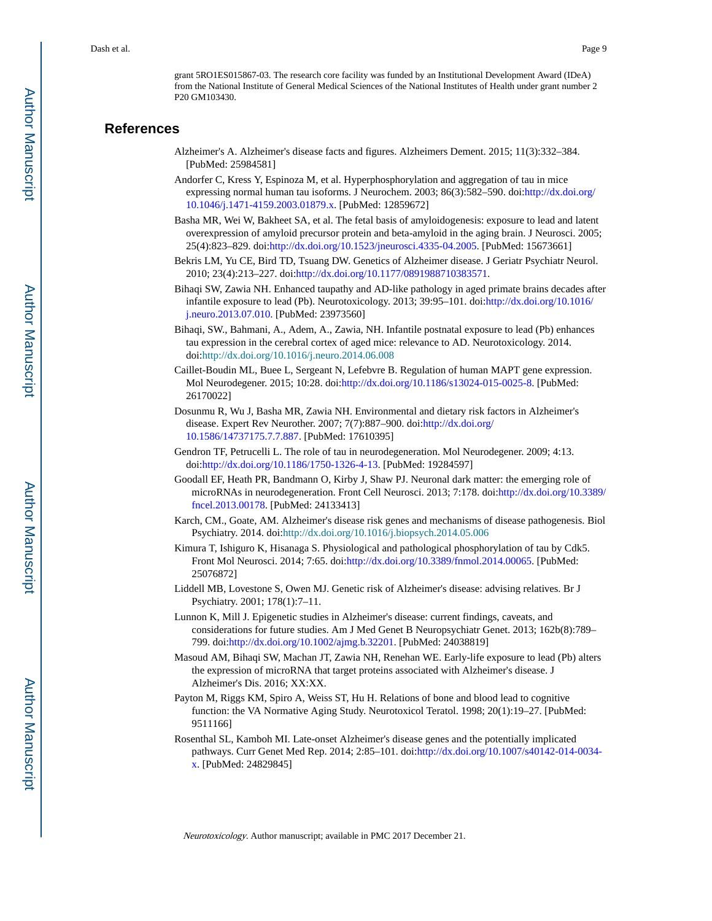grant 5RO1ES015867-03. The research core facility was funded by an Institutional Development Award (IDeA) from the National Institute of General Medical Sciences of the National Institutes of Health under grant number 2 P20 GM103430.

## References

Alzheimer's A. Alzheimer's disease facts and figures. Alzheimers Dement. 2015; 11(3):332–384. [PubMed: 25984581]

Andorfer C, Kress Y, Espinoza M, et al. Hyperphosphorylation and aggregation of tau in mice expressing normal human tau isoforms. J Neurochem. 2003; 86(3):582–590. doi:http://dx.doi.org/10.1046/j.1471-4159.2003.01879.x. [PubMed: 12859672]

Basha MR, Wei W, Bakheet SA, et al. The fetal basis of amyloidogenesis: exposure to lead and latent overexpression of amyloid precursor protein and beta-amyloid in the aging brain. J Neurosci. 2005; 25(4):823–829. doi:http://dx.doi.org/10.1523/jneurosci.4335-04.2005. [PubMed: 15673661]

Bekris LM, Yu CE, Bird TD, Tsuang DW. Genetics of Alzheimer disease. J Geriatr Psychiatr Neurol. 2010; 23(4):213–227. doi:http://dx.doi.org/10.1177/0891988710383571.

Bihaqi SW, Zawia NH. Enhanced taupathy and AD-like pathology in aged primate brains decades after infantile exposure to lead (Pb). Neurotoxicology. 2013; 39:95–101. doi:http://dx.doi.org/10.1016/j.neuro.2013.07.010. [PubMed: 23973560]

Bihaqi, SW., Bahmani, A., Adem, A., Zawia, NH. Infantile postnatal exposure to lead (Pb) enhances tau expression in the cerebral cortex of aged mice: relevance to AD. Neurotoxicology. 2014. doi:http://dx.doi.org/10.1016/j.neuro.2014.06.008

Caillet-Boudin ML, Buee L, Sergeant N, Lefebvre B. Regulation of human MAPT gene expression. Mol Neurodegener. 2015; 10:28. doi:http://dx.doi.org/10.1186/s13024-015-0025-8. [PubMed: 26170022]

Dosunmu R, Wu J, Basha MR, Zawia NH. Environmental and dietary risk factors in Alzheimer's disease. Expert Rev Neurother. 2007; 7(7):887–900. doi:http://dx.doi.org/10.1586/14737175.7.7.887. [PubMed: 17610395]

Gendron TF, Petrucelli L. The role of tau in neurodegeneration. Mol Neurodegener. 2009; 4:13. doi:http://dx.doi.org/10.1186/1750-1326-4-13. [PubMed: 19284597]

Goodall EF, Heath PR, Bandmann O, Kirby J, Shaw PJ. Neuronal dark matter: the emerging role of microRNAs in neurodegeneration. Front Cell Neurosci. 2013; 7:178. doi:http://dx.doi.org/10.3389/fncel.2013.00178. [PubMed: 24133413]

Karch, CM., Goate, AM. Alzheimer's disease risk genes and mechanisms of disease pathogenesis. Biol Psychiatry. 2014. doi:http://dx.doi.org/10.1016/j.biopsych.2014.05.006

Kimura T, Ishiguro K, Hisanaga S. Physiological and pathological phosphorylation of tau by Cdk5. Front Mol Neurosci. 2014; 7:65. doi:http://dx.doi.org/10.3389/fnmol.2014.00065. [PubMed: 25076872]

Liddell MB, Lovestone S, Owen MJ. Genetic risk of Alzheimer's disease: advising relatives. Br J Psychiatry. 2001; 178(1):7–11.

Lunnon K, Mill J. Epigenetic studies in Alzheimer's disease: current findings, caveats, and considerations for future studies. Am J Med Genet B Neuropsychiatr Genet. 2013; 162b(8):789–799. doi:http://dx.doi.org/10.1002/ajmg.b.32201. [PubMed: 24038819]

Masoud AM, Bihaqi SW, Machan JT, Zawia NH, Renehan WE. Early-life exposure to lead (Pb) alters the expression of microRNA that target proteins associated with Alzheimer's disease. J Alzheimer's Dis. 2016; XX:XX.

Payton M, Riggs KM, Spiro A, Weiss ST, Hu H. Relations of bone and blood lead to cognitive function: the VA Normative Aging Study. Neurotoxicol Teratol. 1998; 20(1):19–27. [PubMed: 9511166]

Rosenthal SL, Kamboh MI. Late-onset Alzheimer's disease genes and the potentially implicated pathways. Curr Genet Med Rep. 2014; 2:85–101. doi:http://dx.doi.org/10.1007/s40142-014-0034-x. [PubMed: 24829845]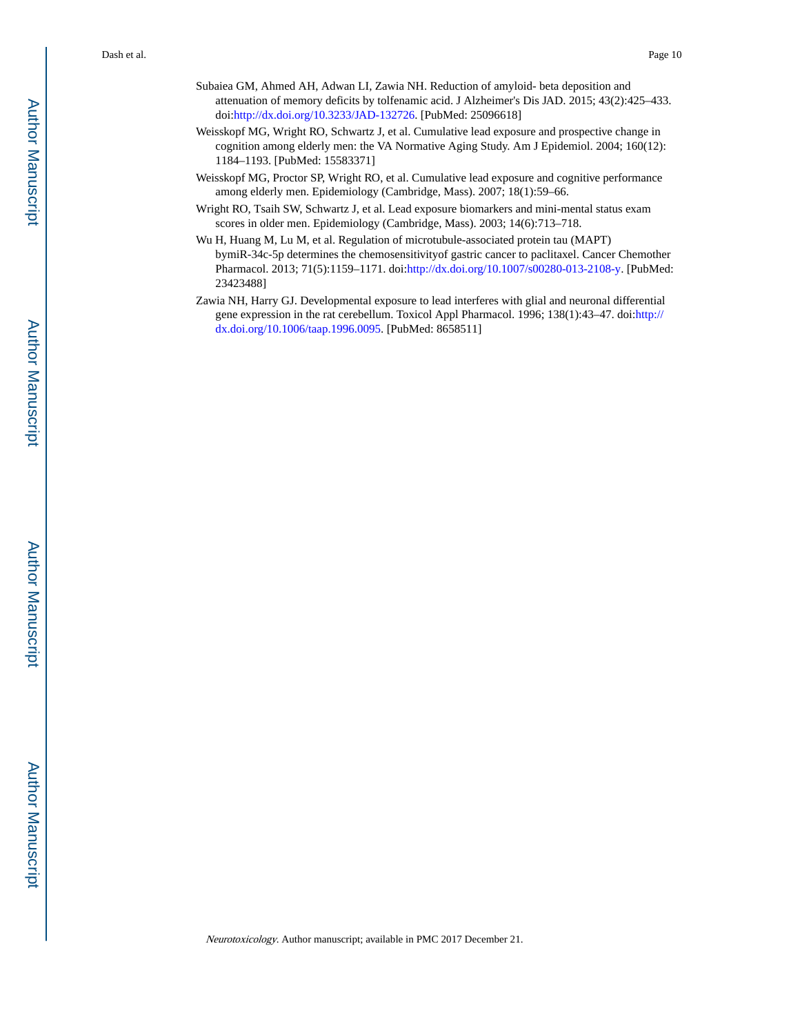Subaiea GM, Ahmed AH, Adwan LI, Zawia NH. Reduction of amyloid- beta deposition and attenuation of memory deficits by tolfenamic acid. J Alzheimer's Dis JAD. 2015; 43(2):425–433. doi:http://dx.doi.org/10.3233/JAD-132726. [PubMed: 25096618]

Weisskopf MG, Wright RO, Schwartz J, et al. Cumulative lead exposure and prospective change in cognition among elderly men: the VA Normative Aging Study. Am J Epidemiol. 2004; 160(12): 1184–1193. [PubMed: 15583371]

Weisskopf MG, Proctor SP, Wright RO, et al. Cumulative lead exposure and cognitive performance among elderly men. Epidemiology (Cambridge, Mass). 2007; 18(1):59–66.

Wright RO, Tsaih SW, Schwartz J, et al. Lead exposure biomarkers and mini-mental status exam scores in older men. Epidemiology (Cambridge, Mass). 2003; 14(6):713–718.

Wu H, Huang M, Lu M, et al. Regulation of microtubule-associated protein tau (MAPT) bymiR-34c-5p determines the chemosensitivityof gastric cancer to paclitaxel. Cancer Chemother Pharmacol. 2013; 71(5):1159–1171. doi:http://dx.doi.org/10.1007/s00280-013-2108-y. [PubMed: 23423488]

Zawia NH, Harry GJ. Developmental exposure to lead interferes with glial and neuronal differential gene expression in the rat cerebellum. Toxicol Appl Pharmacol. 1996; 138(1):43–47. doi:http://dx.doi.org/10.1006/taap.1996.0095. [PubMed: 8658511]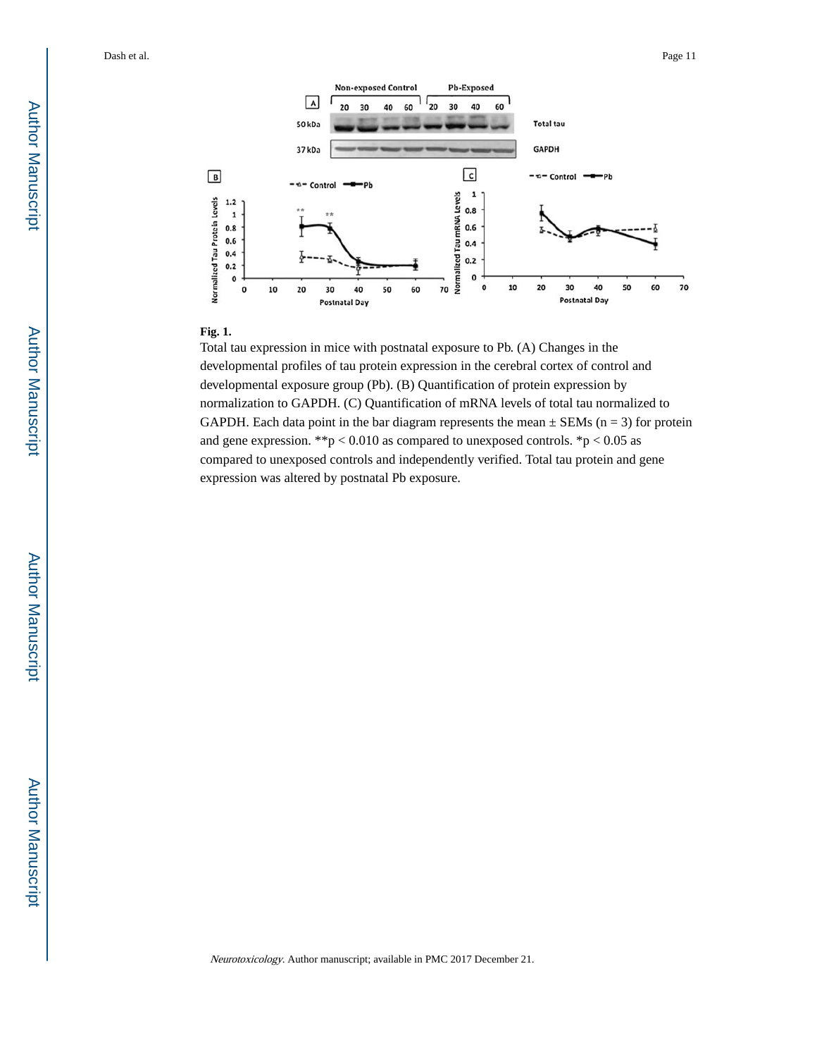**Fig. 1.**

Total tau expression in mice with postnatal exposure to Pb. (A) Changes in the developmental profiles of tau protein expression in the cerebral cortex of control and developmental exposure group (Pb). (B) Quantification of protein expression by normalization to GAPDH. (C) Quantification of mRNA levels of total tau normalized to GAPDH. Each data point in the bar diagram represents the mean ± SEMs ($n = 3$) for protein and gene expression. **$p < 0.010$ as compared to unexposed controls. *$p < 0.05$ as compared to unexposed controls and independently verified. Total tau protein and gene expression was altered by postnatal Pb exposure.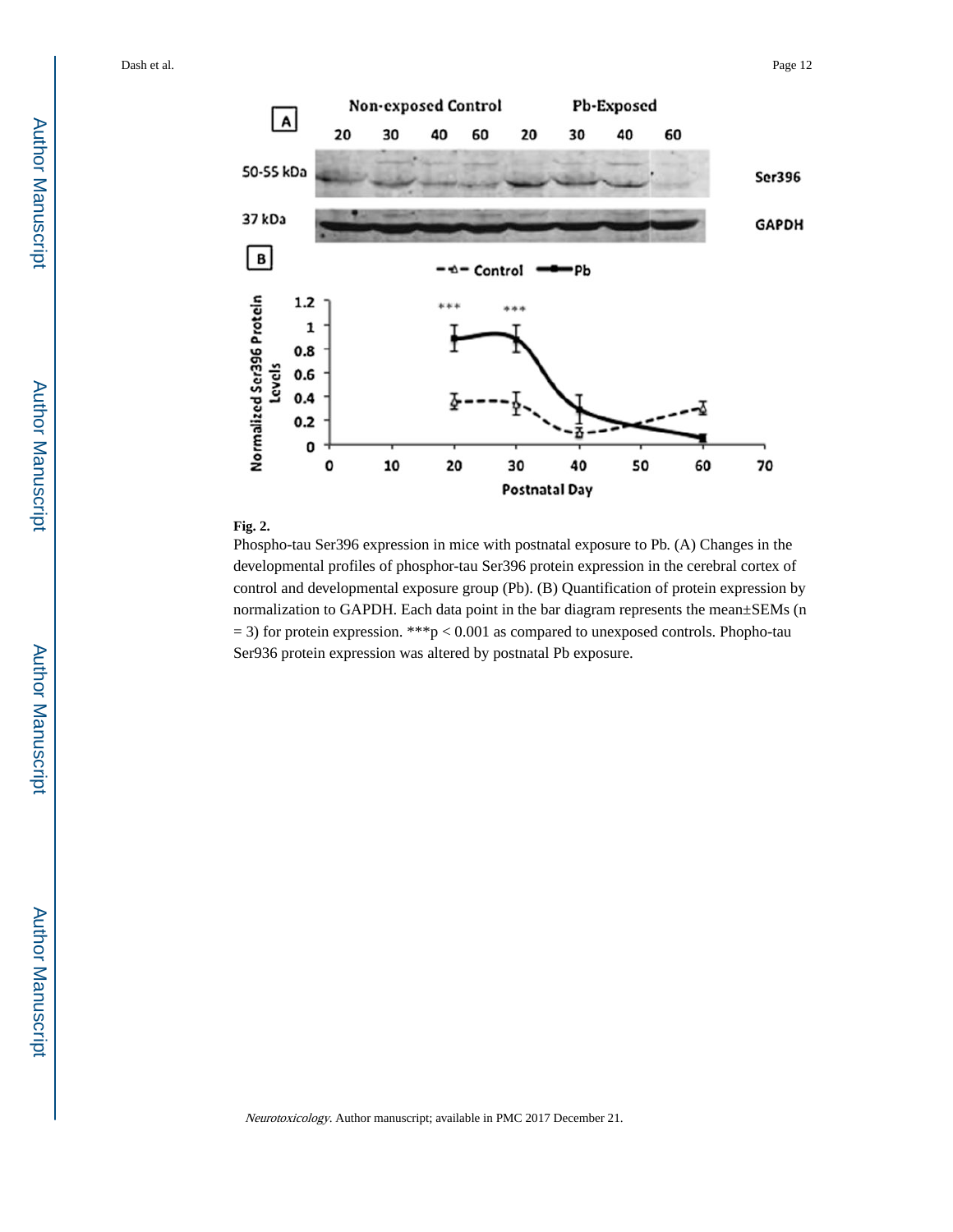**Fig. 2.**

Phospho-tau Ser396 expression in mice with postnatal exposure to Pb. (A) Changes in the developmental profiles of phosphor-tau Ser396 protein expression in the cerebral cortex of control and developmental exposure group (Pb). (B) Quantification of protein expression by normalization to GAPDH. Each data point in the bar diagram represents the mean±SEMs (n = 3) for protein expression. ***p < 0.001 as compared to unexposed controls. Phopho-tau Ser936 protein expression was altered by postnatal Pb exposure.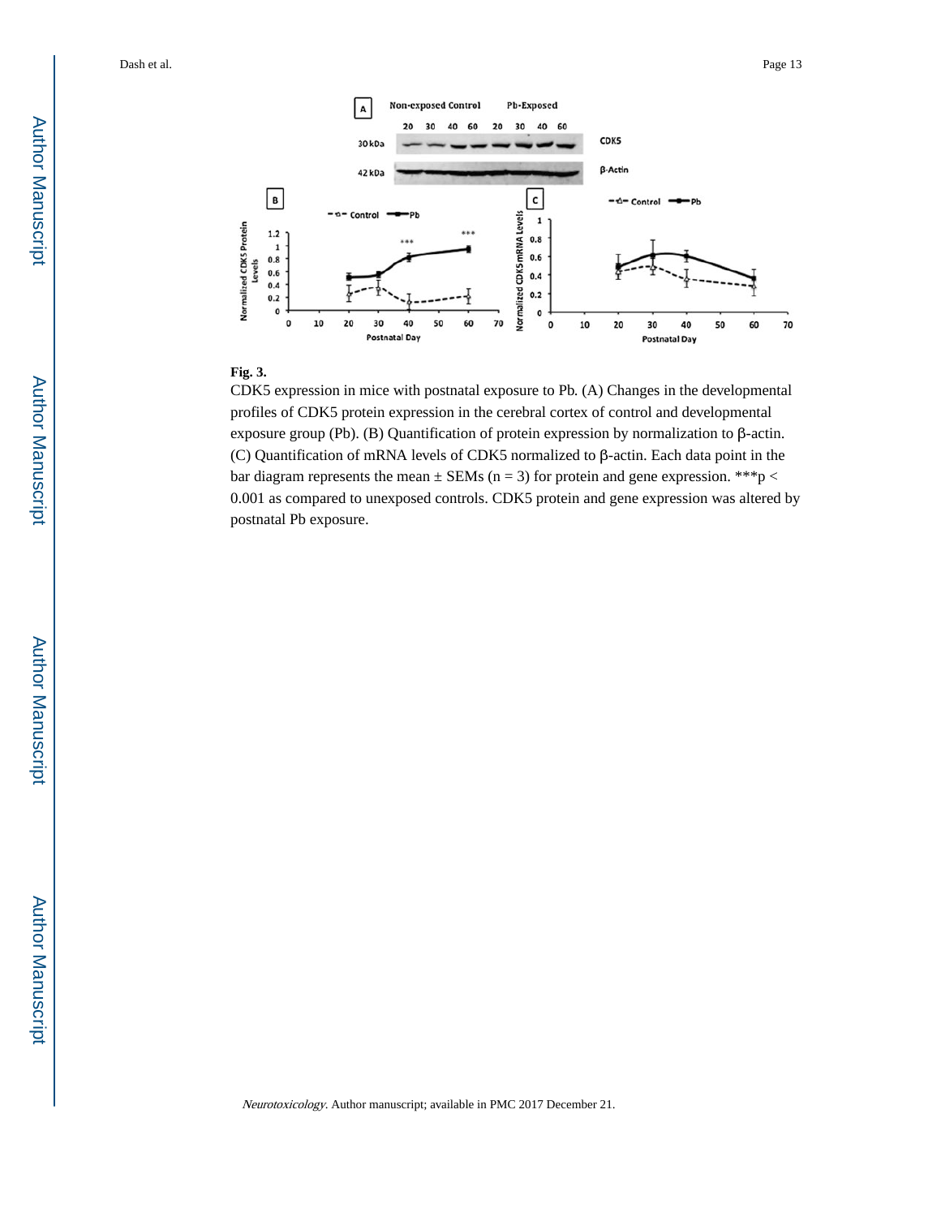**Fig. 3.**

CDK5 expression in mice with postnatal exposure to Pb. (A) Changes in the developmental profiles of CDK5 protein expression in the cerebral cortex of control and developmental exposure group (Pb). (B) Quantification of protein expression by normalization to β-actin. (C) Quantification of mRNA levels of CDK5 normalized to β-actin. Each data point in the bar diagram represents the mean ± SEMs ($n = 3$) for protein and gene expression. ***$p < 0.001$ as compared to unexposed controls. CDK5 protein and gene expression was altered by postnatal Pb exposure.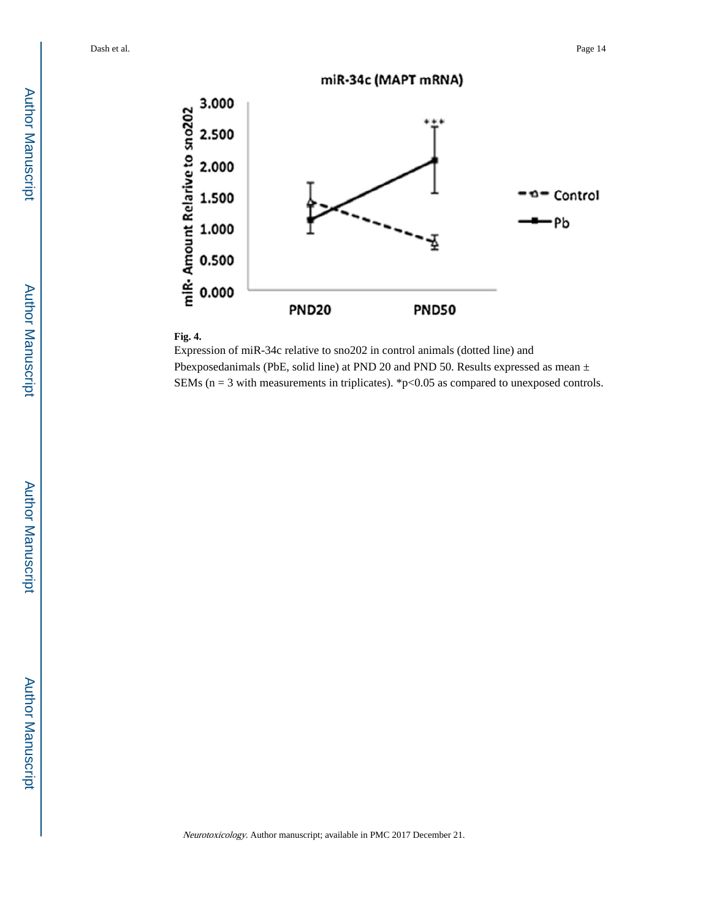**Fig. 4.**

Expression of miR-34c relative to sno202 in control animals (dotted line) and Pbexposedanimals (PbE, solid line) at PND 20 and PND 50. Results expressed as mean ± SEMs (n = 3 with measurements in triplicates). *p<0.05 as compared to unexposed controls.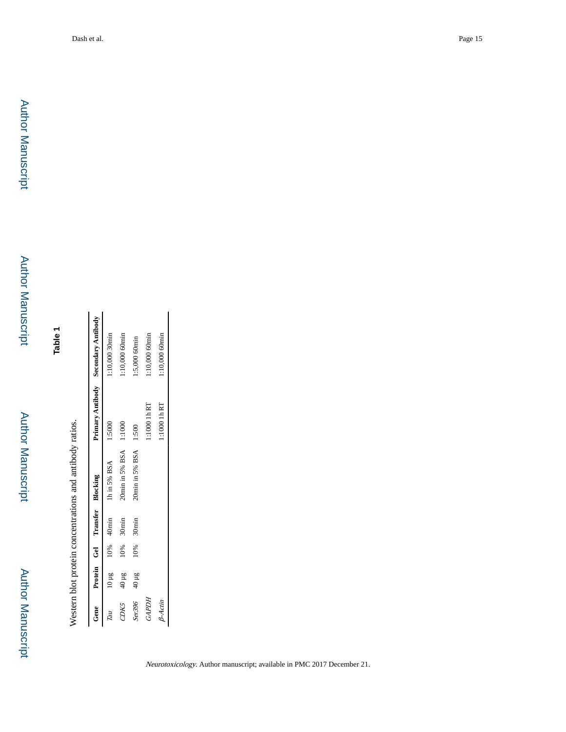## Table 1

Western blot protein concentrations and antibody ratios.

| Gene | Protein | Gel | Transfer | Blocking | Primary Antibody | Secondary Antibody |
|---|---|---|---|---|---|---|
| *Tau* | 10 μg | 10% | 40min | 1h in 5% BSA | 1:5000 | 1:10,000 30min |
| *CDK5* | 40 μg | 10% | 30min | 20min in 5% BSA | 1:1000 | 1:10,000 60min |
| *Ser396* | 40 μg | 10% | 30min | 20min in 5% BSA | 1:500 | 1:5,000 60min |
| *GAPDH* | | | | | 1:1000 1 h RT | 1:10,000 60min |
| *β-Actin* | | | | | 1:1000 1 h RT | 1:10,000 60min |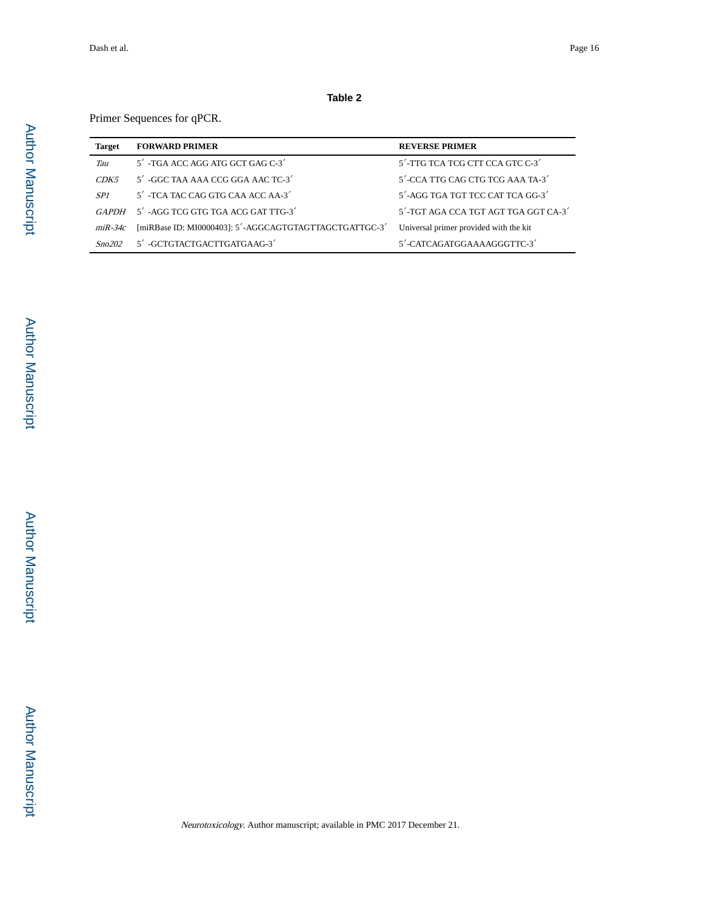**Table 2**

Primer Sequences for qPCR.

| Target | FORWARD PRIMER | REVERSE PRIMER |
| --- | --- | --- |
| *Tau* | 5′ -TGA ACC AGG ATG GCT GAG C-3′ | 5′-TTG TCA TCG CTT CCA GTC C-3′ |
| *CDK5* | 5′ -GGC TAA AAA CCG GGA AAC TC-3′ | 5′-CCA TTG CAG CTG TCG AAA TA-3′ |
| *SP1* | 5′ -TCA TAC CAG GTG CAA ACC AA-3′ | 5′-AGG TGA TGT TCC CAT TCA GG-3′ |
| *GAPDH* | 5′ -AGG TCG GTG TGA ACG GAT TTG-3′ | 5′-TGT AGA CCA TGT AGT TGA GGT CA-3′ |
| *miR-34c* | [miRBase ID: MI0000403]: 5′-AGGCAGTGTAGTTAGCTGATTGC-3′ | Universal primer provided with the kit |
| *Sno202* | 5′ -GCTGTACTGACTTGATGAAG-3′ | 5′-CATCAGATGGAAAAGGGTTC-3′ |